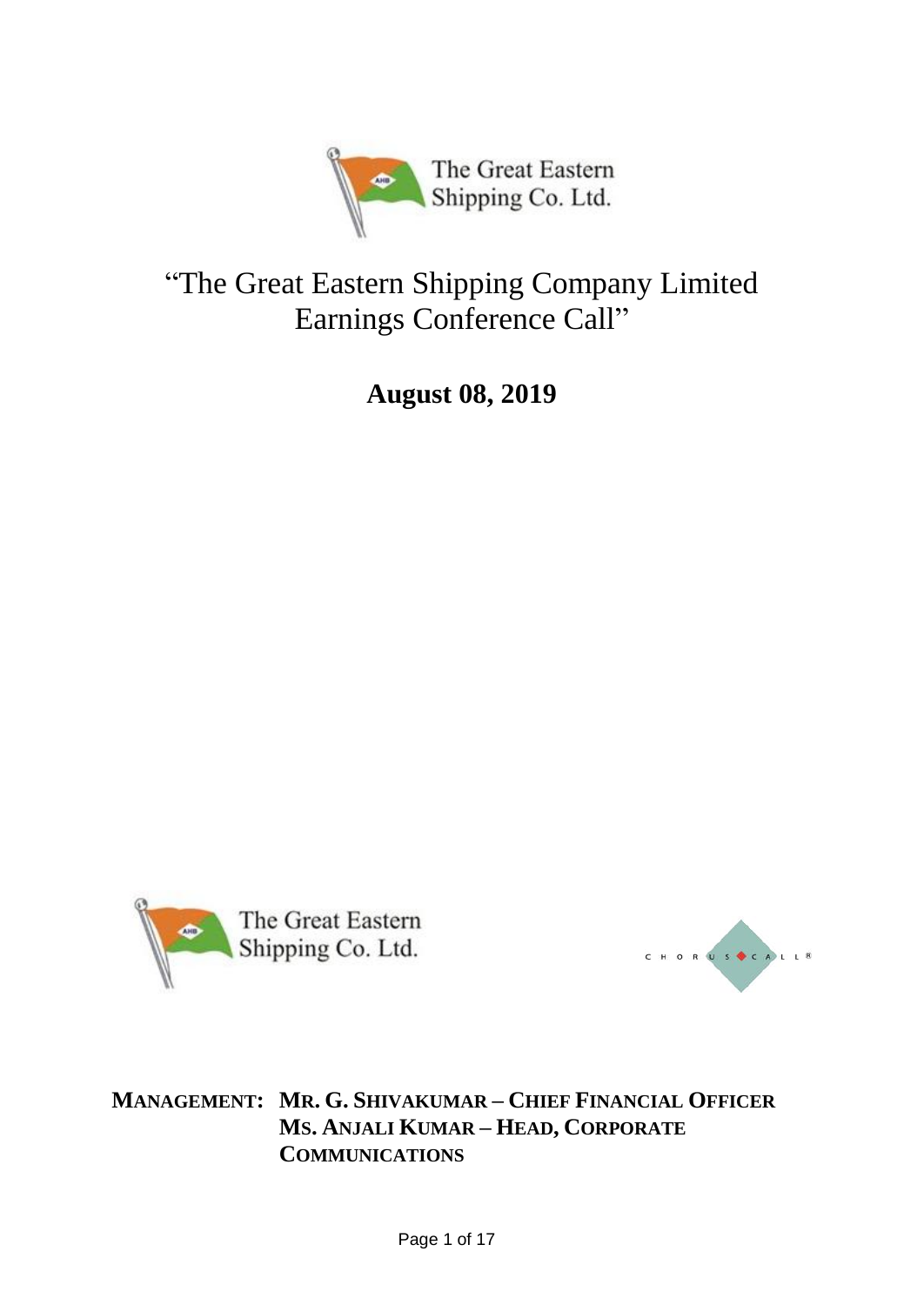# "The Great Eastern Shipping Company Limited Earnings Conference Call"

**August 08, 2019**

**MANAGEMENT: MR. G. SHIVAKUMAR – CHIEF FINANCIAL OFFICER**
**MS. ANJALI KUMAR – HEAD, CORPORATE COMMUNICATIONS**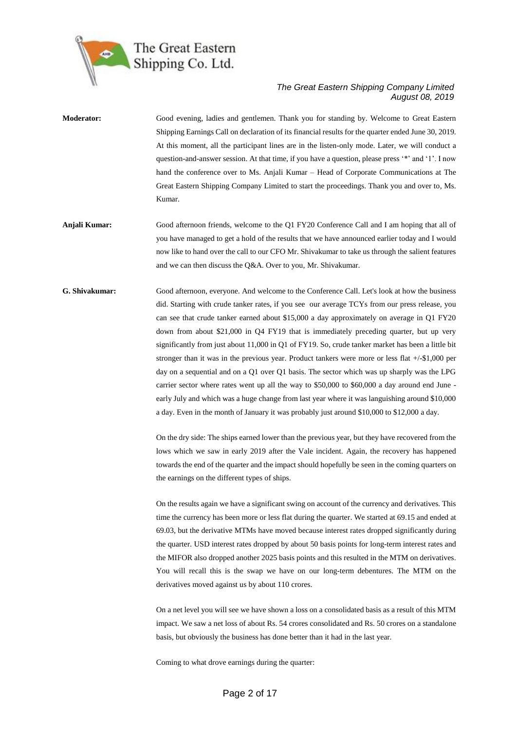**Moderator:** Good evening, ladies and gentlemen. Thank you for standing by. Welcome to Great Eastern Shipping Earnings Call on declaration of its financial results for the quarter ended June 30, 2019. At this moment, all the participant lines are in the listen-only mode. Later, we will conduct a question-and-answer session. At that time, if you have a question, please press '*' and '1'. I now hand the conference over to Ms. Anjali Kumar – Head of Corporate Communications at The Great Eastern Shipping Company Limited to start the proceedings. Thank you and over to, Ms. Kumar.

**Anjali Kumar:** Good afternoon friends, welcome to the Q1 FY20 Conference Call and I am hoping that all of you have managed to get a hold of the results that we have announced earlier today and I would now like to hand over the call to our CFO Mr. Shivakumar to take us through the salient features and we can then discuss the Q&A. Over to you, Mr. Shivakumar.

**G. Shivakumar:** Good afternoon, everyone. And welcome to the Conference Call. Let's look at how the business did. Starting with crude tanker rates, if you see our average TCYs from our press release, you can see that crude tanker earned about $15,000 a day approximately on average in Q1 FY20 down from about $21,000 in Q4 FY19 that is immediately preceding quarter, but up very significantly from just about 11,000 in Q1 of FY19. So, crude tanker market has been a little bit stronger than it was in the previous year. Product tankers were more or less flat +/-$1,000 per day on a sequential and on a Q1 over Q1 basis. The sector which was up sharply was the LPG carrier sector where rates went up all the way to $50,000 to $60,000 a day around end June - early July and which was a huge change from last year where it was languishing around $10,000 a day. Even in the month of January it was probably just around $10,000 to $12,000 a day.

On the dry side: The ships earned lower than the previous year, but they have recovered from the lows which we saw in early 2019 after the Vale incident. Again, the recovery has happened towards the end of the quarter and the impact should hopefully be seen in the coming quarters on the earnings on the different types of ships.

On the results again we have a significant swing on account of the currency and derivatives. This time the currency has been more or less flat during the quarter. We started at 69.15 and ended at 69.03, but the derivative MTMs have moved because interest rates dropped significantly during the quarter. USD interest rates dropped by about 50 basis points for long-term interest rates and the MIFOR also dropped another 2025 basis points and this resulted in the MTM on derivatives. You will recall this is the swap we have on our long-term debentures. The MTM on the derivatives moved against us by about 110 crores.

On a net level you will see we have shown a loss on a consolidated basis as a result of this MTM impact. We saw a net loss of about Rs. 54 crores consolidated and Rs. 50 crores on a standalone basis, but obviously the business has done better than it had in the last year.

Coming to what drove earnings during the quarter: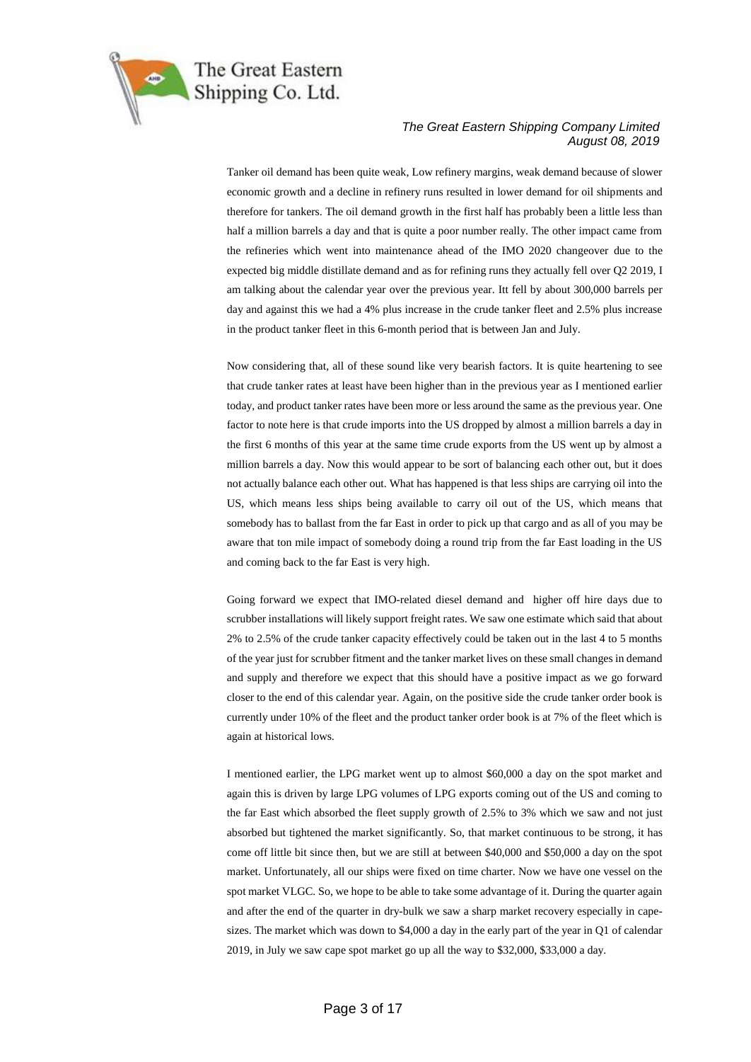Tanker oil demand has been quite weak, Low refinery margins, weak demand because of slower economic growth and a decline in refinery runs resulted in lower demand for oil shipments and therefore for tankers. The oil demand growth in the first half has probably been a little less than half a million barrels a day and that is quite a poor number really. The other impact came from the refineries which went into maintenance ahead of the IMO 2020 changeover due to the expected big middle distillate demand and as for refining runs they actually fell over Q2 2019, I am talking about the calendar year over the previous year. Itt fell by about 300,000 barrels per day and against this we had a 4% plus increase in the crude tanker fleet and 2.5% plus increase in the product tanker fleet in this 6-month period that is between Jan and July.

Now considering that, all of these sound like very bearish factors. It is quite heartening to see that crude tanker rates at least have been higher than in the previous year as I mentioned earlier today, and product tanker rates have been more or less around the same as the previous year. One factor to note here is that crude imports into the US dropped by almost a million barrels a day in the first 6 months of this year at the same time crude exports from the US went up by almost a million barrels a day. Now this would appear to be sort of balancing each other out, but it does not actually balance each other out. What has happened is that less ships are carrying oil into the US, which means less ships being available to carry oil out of the US, which means that somebody has to ballast from the far East in order to pick up that cargo and as all of you may be aware that ton mile impact of somebody doing a round trip from the far East loading in the US and coming back to the far East is very high.

Going forward we expect that IMO-related diesel demand and higher off hire days due to scrubber installations will likely support freight rates. We saw one estimate which said that about 2% to 2.5% of the crude tanker capacity effectively could be taken out in the last 4 to 5 months of the year just for scrubber fitment and the tanker market lives on these small changes in demand and supply and therefore we expect that this should have a positive impact as we go forward closer to the end of this calendar year. Again, on the positive side the crude tanker order book is currently under 10% of the fleet and the product tanker order book is at 7% of the fleet which is again at historical lows.

I mentioned earlier, the LPG market went up to almost $60,000 a day on the spot market and again this is driven by large LPG volumes of LPG exports coming out of the US and coming to the far East which absorbed the fleet supply growth of 2.5% to 3% which we saw and not just absorbed but tightened the market significantly. So, that market continuous to be strong, it has come off little bit since then, but we are still at between $40,000 and $50,000 a day on the spot market. Unfortunately, all our ships were fixed on time charter. Now we have one vessel on the spot market VLGC. So, we hope to be able to take some advantage of it. During the quarter again and after the end of the quarter in dry-bulk we saw a sharp market recovery especially in cape-sizes. The market which was down to $4,000 a day in the early part of the year in Q1 of calendar 2019, in July we saw cape spot market go up all the way to $32,000, $33,000 a day.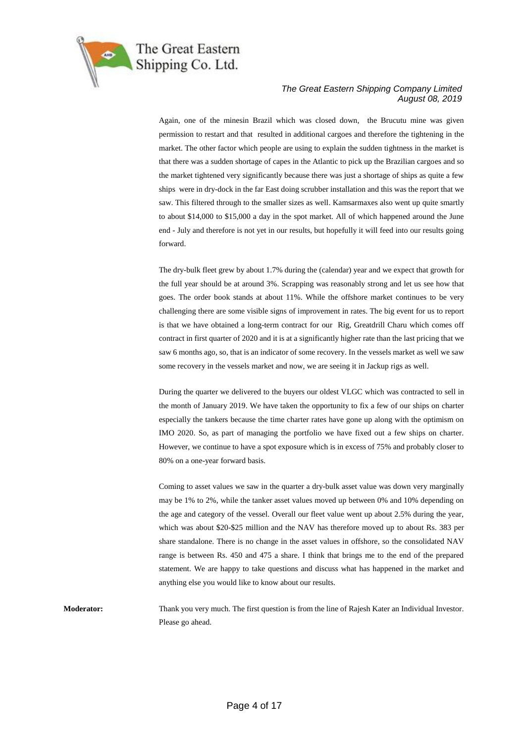Again, one of the minesin Brazil which was closed down, the Brucutu mine was given permission to restart and that resulted in additional cargoes and therefore the tightening in the market. The other factor which people are using to explain the sudden tightness in the market is that there was a sudden shortage of capes in the Atlantic to pick up the Brazilian cargoes and so the market tightened very significantly because there was just a shortage of ships as quite a few ships were in dry-dock in the far East doing scrubber installation and this was the report that we saw. This filtered through to the smaller sizes as well. Kamsarmaxes also went up quite smartly to about $14,000 to $15,000 a day in the spot market. All of which happened around the June end - July and therefore is not yet in our results, but hopefully it will feed into our results going forward.

The dry-bulk fleet grew by about 1.7% during the (calendar) year and we expect that growth for the full year should be at around 3%. Scrapping was reasonably strong and let us see how that goes. The order book stands at about 11%. While the offshore market continues to be very challenging there are some visible signs of improvement in rates. The big event for us to report is that we have obtained a long-term contract for our Rig, Greatdrill Charu which comes off contract in first quarter of 2020 and it is at a significantly higher rate than the last pricing that we saw 6 months ago, so, that is an indicator of some recovery. In the vessels market as well we saw some recovery in the vessels market and now, we are seeing it in Jackup rigs as well.

During the quarter we delivered to the buyers our oldest VLGC which was contracted to sell in the month of January 2019. We have taken the opportunity to fix a few of our ships on charter especially the tankers because the time charter rates have gone up along with the optimism on IMO 2020. So, as part of managing the portfolio we have fixed out a few ships on charter. However, we continue to have a spot exposure which is in excess of 75% and probably closer to 80% on a one-year forward basis.

Coming to asset values we saw in the quarter a dry-bulk asset value was down very marginally may be 1% to 2%, while the tanker asset values moved up between 0% and 10% depending on the age and category of the vessel. Overall our fleet value went up about 2.5% during the year, which was about $20-$25 million and the NAV has therefore moved up to about Rs. 383 per share standalone. There is no change in the asset values in offshore, so the consolidated NAV range is between Rs. 450 and 475 a share. I think that brings me to the end of the prepared statement. We are happy to take questions and discuss what has happened in the market and anything else you would like to know about our results.

**Moderator:** Thank you very much. The first question is from the line of Rajesh Kater an Individual Investor. Please go ahead.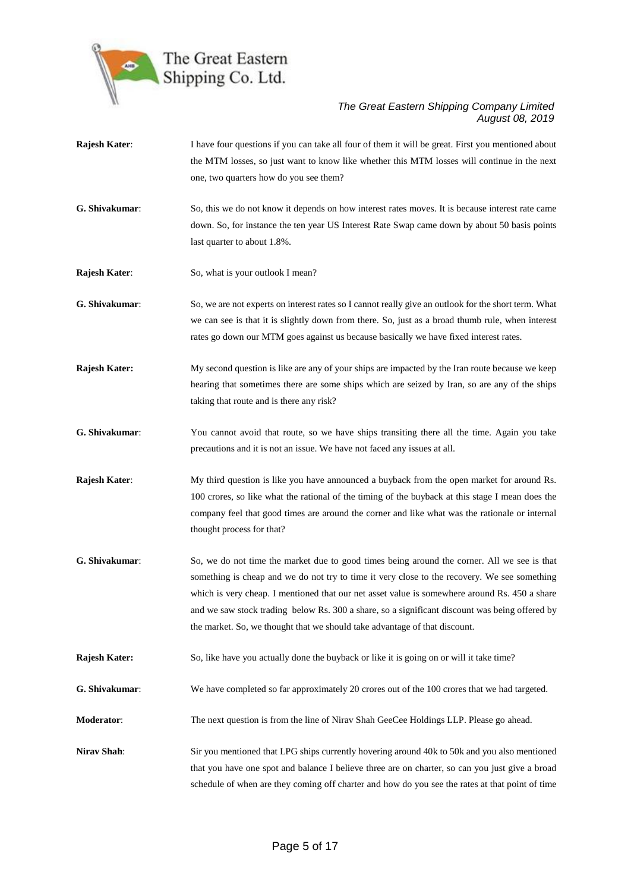**Rajesh Kater**: I have four questions if you can take all four of them it will be great. First you mentioned about the MTM losses, so just want to know like whether this MTM losses will continue in the next one, two quarters how do you see them?

**G. Shivakumar**: So, this we do not know it depends on how interest rates moves. It is because interest rate came down. So, for instance the ten year US Interest Rate Swap came down by about 50 basis points last quarter to about 1.8%.

**Rajesh Kater**: So, what is your outlook I mean?

**G. Shivakumar**: So, we are not experts on interest rates so I cannot really give an outlook for the short term. What we can see is that it is slightly down from there. So, just as a broad thumb rule, when interest rates go down our MTM goes against us because basically we have fixed interest rates.

**Rajesh Kater:** My second question is like are any of your ships are impacted by the Iran route because we keep hearing that sometimes there are some ships which are seized by Iran, so are any of the ships taking that route and is there any risk?

**G. Shivakumar**: You cannot avoid that route, so we have ships transiting there all the time. Again you take precautions and it is not an issue. We have not faced any issues at all.

**Rajesh Kater**: My third question is like you have announced a buyback from the open market for around Rs. 100 crores, so like what the rational of the timing of the buyback at this stage I mean does the company feel that good times are around the corner and like what was the rationale or internal thought process for that?

**G. Shivakumar**: So, we do not time the market due to good times being around the corner. All we see is that something is cheap and we do not try to time it very close to the recovery. We see something which is very cheap. I mentioned that our net asset value is somewhere around Rs. 450 a share and we saw stock trading below Rs. 300 a share, so a significant discount was being offered by the market. So, we thought that we should take advantage of that discount.

**Rajesh Kater:** So, like have you actually done the buyback or like it is going on or will it take time?

**G. Shivakumar**: We have completed so far approximately 20 crores out of the 100 crores that we had targeted.

**Moderator**: The next question is from the line of Nirav Shah GeeCee Holdings LLP. Please go ahead.

**Nirav Shah**: Sir you mentioned that LPG ships currently hovering around 40k to 50k and you also mentioned that you have one spot and balance I believe three are on charter, so can you just give a broad schedule of when are they coming off charter and how do you see the rates at that point of time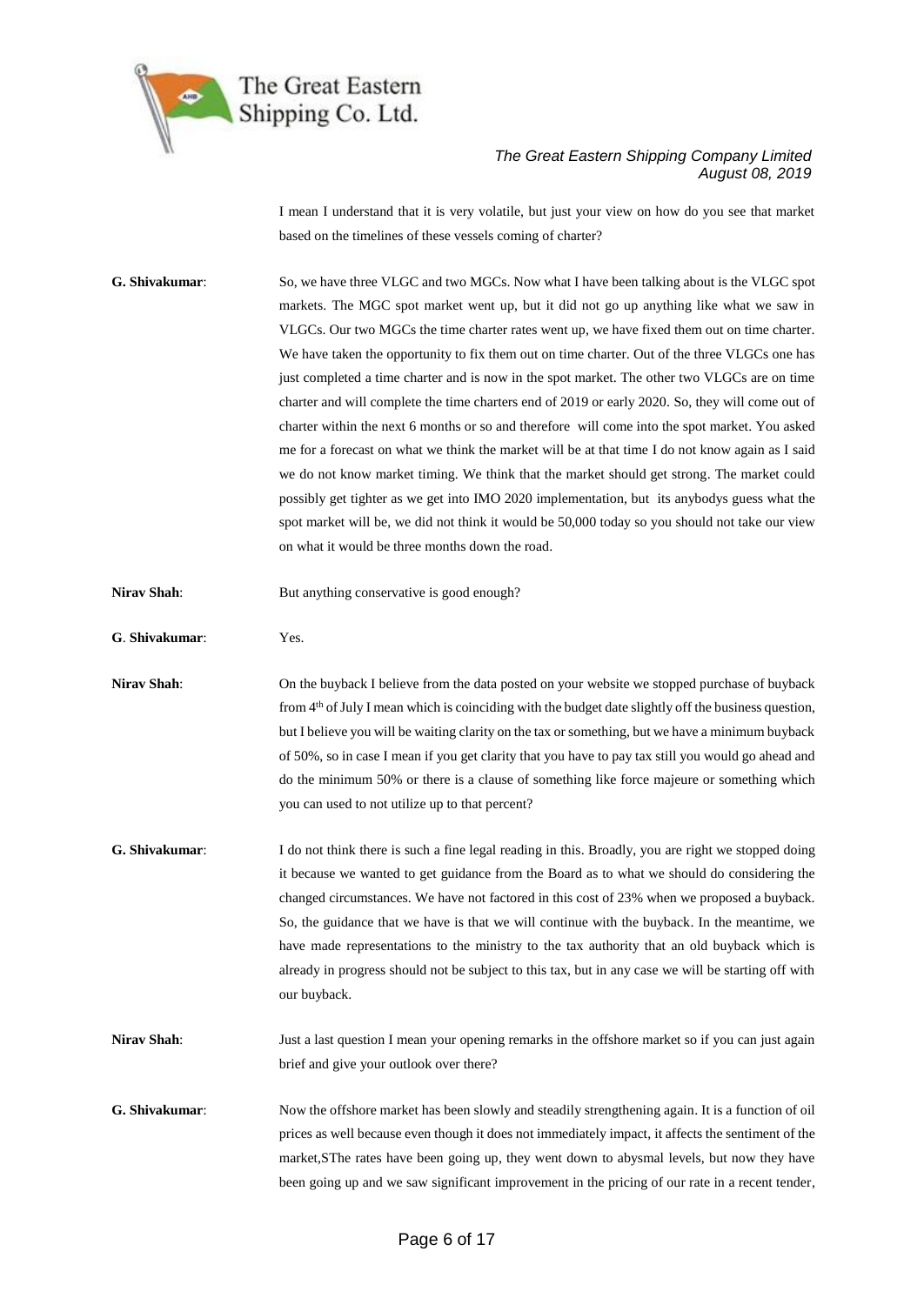I mean I understand that it is very volatile, but just your view on how do you see that market based on the timelines of these vessels coming of charter?

**G. Shivakumar**: So, we have three VLGC and two MGCs. Now what I have been talking about is the VLGC spot markets. The MGC spot market went up, but it did not go up anything like what we saw in VLGCs. Our two MGCs the time charter rates went up, we have fixed them out on time charter. We have taken the opportunity to fix them out on time charter. Out of the three VLGCs one has just completed a time charter and is now in the spot market. The other two VLGCs are on time charter and will complete the time charters end of 2019 or early 2020. So, they will come out of charter within the next 6 months or so and therefore will come into the spot market. You asked me for a forecast on what we think the market will be at that time I do not know again as I said we do not know market timing. We think that the market should get strong. The market could possibly get tighter as we get into IMO 2020 implementation, but its anybodys guess what the spot market will be, we did not think it would be 50,000 today so you should not take our view on what it would be three months down the road.

**Nirav Shah**: But anything conservative is good enough?

**G**. **Shivakumar**: Yes.

**Nirav Shah**: On the buyback I believe from the data posted on your website we stopped purchase of buyback from 4th of July I mean which is coinciding with the budget date slightly off the business question, but I believe you will be waiting clarity on the tax or something, but we have a minimum buyback of 50%, so in case I mean if you get clarity that you have to pay tax still you would go ahead and do the minimum 50% or there is a clause of something like force majeure or something which you can used to not utilize up to that percent?

**G. Shivakumar**: I do not think there is such a fine legal reading in this. Broadly, you are right we stopped doing it because we wanted to get guidance from the Board as to what we should do considering the changed circumstances. We have not factored in this cost of 23% when we proposed a buyback. So, the guidance that we have is that we will continue with the buyback. In the meantime, we have made representations to the ministry to the tax authority that an old buyback which is already in progress should not be subject to this tax, but in any case we will be starting off with our buyback.

**Nirav Shah**: Just a last question I mean your opening remarks in the offshore market so if you can just again brief and give your outlook over there?

**G. Shivakumar**: Now the offshore market has been slowly and steadily strengthening again. It is a function of oil prices as well because even though it does not immediately impact, it affects the sentiment of the market,SThe rates have been going up, they went down to abysmal levels, but now they have been going up and we saw significant improvement in the pricing of our rate in a recent tender,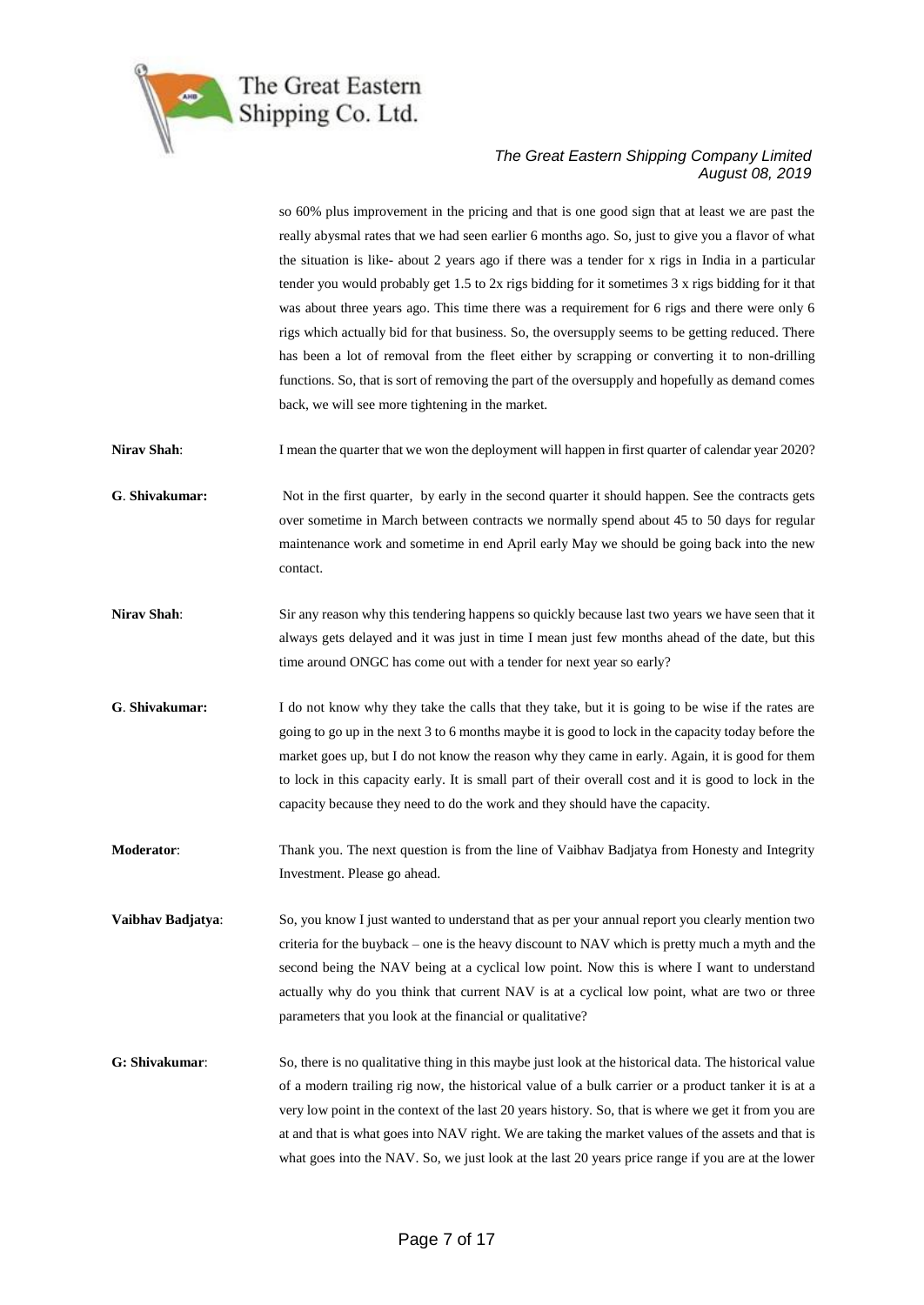so 60% plus improvement in the pricing and that is one good sign that at least we are past the really abysmal rates that we had seen earlier 6 months ago. So, just to give you a flavor of what the situation is like- about 2 years ago if there was a tender for x rigs in India in a particular tender you would probably get 1.5 to 2x rigs bidding for it sometimes 3 x rigs bidding for it that was about three years ago. This time there was a requirement for 6 rigs and there were only 6 rigs which actually bid for that business. So, the oversupply seems to be getting reduced. There has been a lot of removal from the fleet either by scrapping or converting it to non-drilling functions. So, that is sort of removing the part of the oversupply and hopefully as demand comes back, we will see more tightening in the market.

**Nirav Shah**: I mean the quarter that we won the deployment will happen in first quarter of calendar year 2020?

**G**. **Shivakumar:** Not in the first quarter, by early in the second quarter it should happen. See the contracts gets over sometime in March between contracts we normally spend about 45 to 50 days for regular maintenance work and sometime in end April early May we should be going back into the new contact.

**Nirav Shah**: Sir any reason why this tendering happens so quickly because last two years we have seen that it always gets delayed and it was just in time I mean just few months ahead of the date, but this time around ONGC has come out with a tender for next year so early?

**G**. **Shivakumar:** I do not know why they take the calls that they take, but it is going to be wise if the rates are going to go up in the next 3 to 6 months maybe it is good to lock in the capacity today before the market goes up, but I do not know the reason why they came in early. Again, it is good for them to lock in this capacity early. It is small part of their overall cost and it is good to lock in the capacity because they need to do the work and they should have the capacity.

**Moderator**: Thank you. The next question is from the line of Vaibhav Badjatya from Honesty and Integrity Investment. Please go ahead.

**Vaibhav Badjatya**: So, you know I just wanted to understand that as per your annual report you clearly mention two criteria for the buyback – one is the heavy discount to NAV which is pretty much a myth and the second being the NAV being at a cyclical low point. Now this is where I want to understand actually why do you think that current NAV is at a cyclical low point, what are two or three parameters that you look at the financial or qualitative?

**G: Shivakumar**: So, there is no qualitative thing in this maybe just look at the historical data. The historical value of a modern trailing rig now, the historical value of a bulk carrier or a product tanker it is at a very low point in the context of the last 20 years history. So, that is where we get it from you are at and that is what goes into NAV right. We are taking the market values of the assets and that is what goes into the NAV. So, we just look at the last 20 years price range if you are at the lower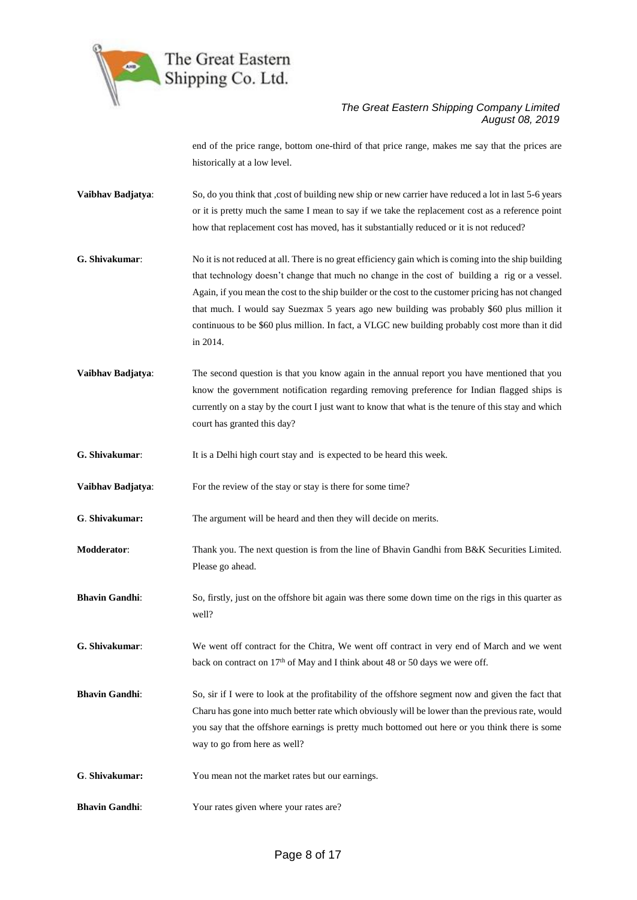end of the price range, bottom one-third of that price range, makes me say that the prices are historically at a low level.

**Vaibhav Badjatya**: So, do you think that ,cost of building new ship or new carrier have reduced a lot in last 5-6 years or it is pretty much the same I mean to say if we take the replacement cost as a reference point how that replacement cost has moved, has it substantially reduced or it is not reduced?

**G. Shivakumar**: No it is not reduced at all. There is no great efficiency gain which is coming into the ship building that technology doesn't change that much no change in the cost of building a rig or a vessel. Again, if you mean the cost to the ship builder or the cost to the customer pricing has not changed that much. I would say Suezmax 5 years ago new building was probably $60 plus million it continuous to be $60 plus million. In fact, a VLGC new building probably cost more than it did in 2014.

**Vaibhav Badjatya**: The second question is that you know again in the annual report you have mentioned that you know the government notification regarding removing preference for Indian flagged ships is currently on a stay by the court I just want to know that what is the tenure of this stay and which court has granted this day?

**G. Shivakumar**: It is a Delhi high court stay and is expected to be heard this week.

**Vaibhav Badjatya**: For the review of the stay or stay is there for some time?

**G. Shivakumar:** The argument will be heard and then they will decide on merits.

**Modderator**: Thank you. The next question is from the line of Bhavin Gandhi from B&K Securities Limited. Please go ahead.

**Bhavin Gandhi**: So, firstly, just on the offshore bit again was there some down time on the rigs in this quarter as well?

**G. Shivakumar**: We went off contract for the Chitra, We went off contract in very end of March and we went back on contract on 17th of May and I think about 48 or 50 days we were off.

**Bhavin Gandhi**: So, sir if I were to look at the profitability of the offshore segment now and given the fact that Charu has gone into much better rate which obviously will be lower than the previous rate, would you say that the offshore earnings is pretty much bottomed out here or you think there is some way to go from here as well?

**G. Shivakumar:** You mean not the market rates but our earnings.

**Bhavin Gandhi**: Your rates given where your rates are?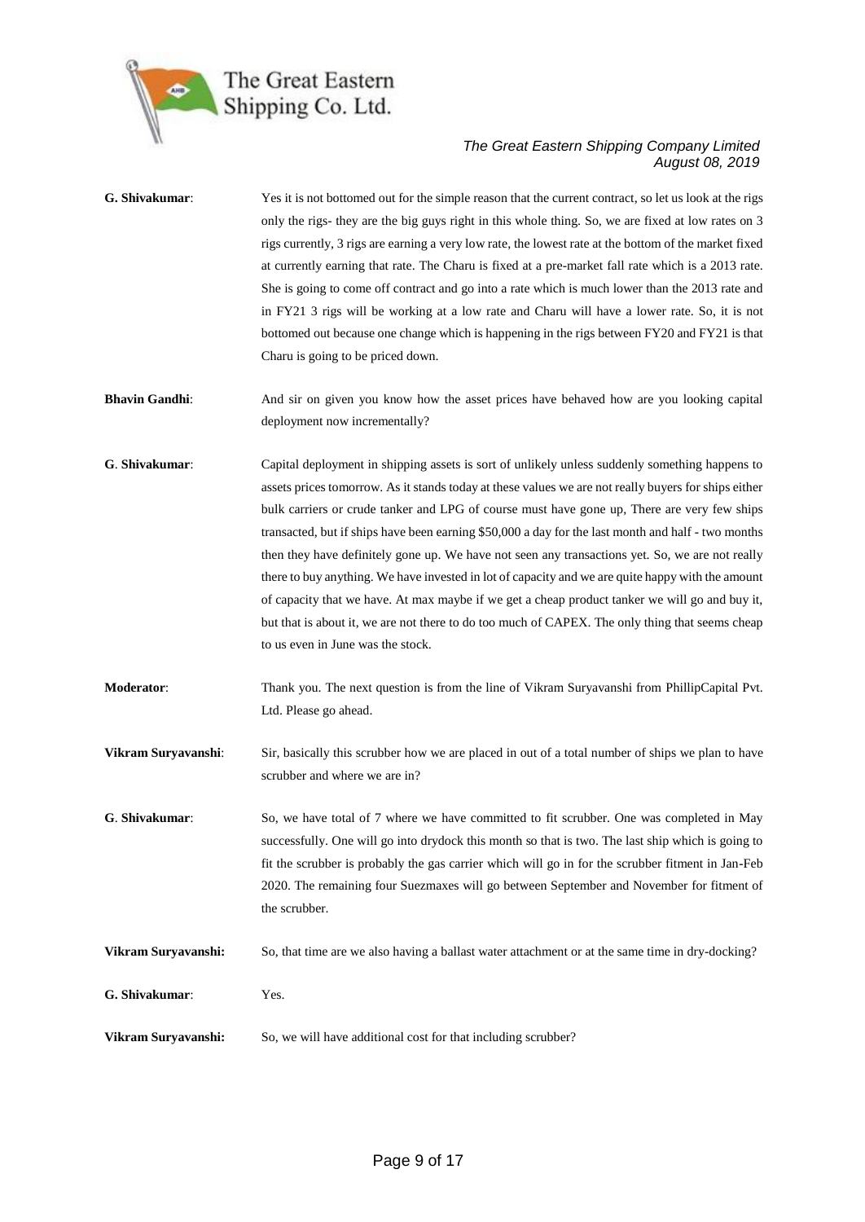**G. Shivakumar**: Yes it is not bottomed out for the simple reason that the current contract, so let us look at the rigs only the rigs- they are the big guys right in this whole thing. So, we are fixed at low rates on 3 rigs currently, 3 rigs are earning a very low rate, the lowest rate at the bottom of the market fixed at currently earning that rate. The Charu is fixed at a pre-market fall rate which is a 2013 rate. She is going to come off contract and go into a rate which is much lower than the 2013 rate and in FY21 3 rigs will be working at a low rate and Charu will have a lower rate. So, it is not bottomed out because one change which is happening in the rigs between FY20 and FY21 is that Charu is going to be priced down.

**Bhavin Gandhi**: And sir on given you know how the asset prices have behaved how are you looking capital deployment now incrementally?

**G**. **Shivakumar**: Capital deployment in shipping assets is sort of unlikely unless suddenly something happens to assets prices tomorrow. As it stands today at these values we are not really buyers for ships either bulk carriers or crude tanker and LPG of course must have gone up, There are very few ships transacted, but if ships have been earning $50,000 a day for the last month and half - two months then they have definitely gone up. We have not seen any transactions yet. So, we are not really there to buy anything. We have invested in lot of capacity and we are quite happy with the amount of capacity that we have. At max maybe if we get a cheap product tanker we will go and buy it, but that is about it, we are not there to do too much of CAPEX. The only thing that seems cheap to us even in June was the stock.

**Moderator**: Thank you. The next question is from the line of Vikram Suryavanshi from PhillipCapital Pvt. Ltd. Please go ahead.

**Vikram Suryavanshi**: Sir, basically this scrubber how we are placed in out of a total number of ships we plan to have scrubber and where we are in?

**G**. **Shivakumar**: So, we have total of 7 where we have committed to fit scrubber. One was completed in May successfully. One will go into drydock this month so that is two. The last ship which is going to fit the scrubber is probably the gas carrier which will go in for the scrubber fitment in Jan-Feb 2020. The remaining four Suezmaxes will go between September and November for fitment of the scrubber.

**Vikram Suryavanshi:** So, that time are we also having a ballast water attachment or at the same time in dry-docking?

**G. Shivakumar**: Yes.

**Vikram Suryavanshi:** So, we will have additional cost for that including scrubber?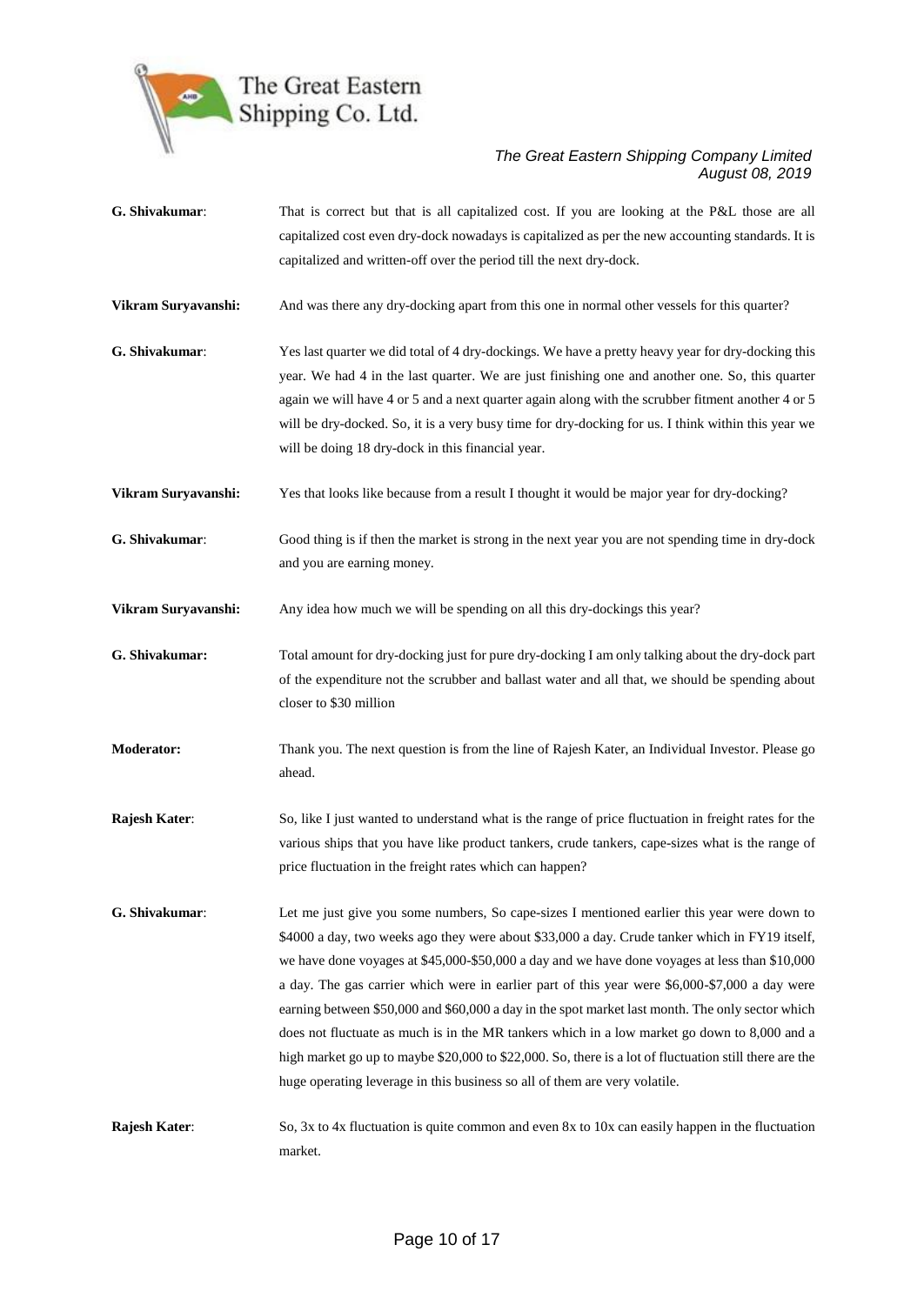**G. Shivakumar**: That is correct but that is all capitalized cost. If you are looking at the P&L those are all capitalized cost even dry-dock nowadays is capitalized as per the new accounting standards. It is capitalized and written-off over the period till the next dry-dock.

**Vikram Suryavanshi:** And was there any dry-docking apart from this one in normal other vessels for this quarter?

**G. Shivakumar**: Yes last quarter we did total of 4 dry-dockings. We have a pretty heavy year for dry-docking this year. We had 4 in the last quarter. We are just finishing one and another one. So, this quarter again we will have 4 or 5 and a next quarter again along with the scrubber fitment another 4 or 5 will be dry-docked. So, it is a very busy time for dry-docking for us. I think within this year we will be doing 18 dry-dock in this financial year.

**Vikram Suryavanshi:** Yes that looks like because from a result I thought it would be major year for dry-docking?

**G. Shivakumar**: Good thing is if then the market is strong in the next year you are not spending time in dry-dock and you are earning money.

**Vikram Suryavanshi:** Any idea how much we will be spending on all this dry-dockings this year?

**G. Shivakumar:** Total amount for dry-docking just for pure dry-docking I am only talking about the dry-dock part of the expenditure not the scrubber and ballast water and all that, we should be spending about closer to $30 million

**Moderator:** Thank you. The next question is from the line of Rajesh Kater, an Individual Investor. Please go ahead.

**Rajesh Kater**: So, like I just wanted to understand what is the range of price fluctuation in freight rates for the various ships that you have like product tankers, crude tankers, cape-sizes what is the range of price fluctuation in the freight rates which can happen?

**G. Shivakumar**: Let me just give you some numbers, So cape-sizes I mentioned earlier this year were down to $4000 a day, two weeks ago they were about $33,000 a day. Crude tanker which in FY19 itself, we have done voyages at $45,000-$50,000 a day and we have done voyages at less than $10,000 a day. The gas carrier which were in earlier part of this year were $6,000-$7,000 a day were earning between $50,000 and $60,000 a day in the spot market last month. The only sector which does not fluctuate as much is in the MR tankers which in a low market go down to 8,000 and a high market go up to maybe $20,000 to $22,000. So, there is a lot of fluctuation still there are the huge operating leverage in this business so all of them are very volatile.

**Rajesh Kater**: So, 3x to 4x fluctuation is quite common and even 8x to 10x can easily happen in the fluctuation market.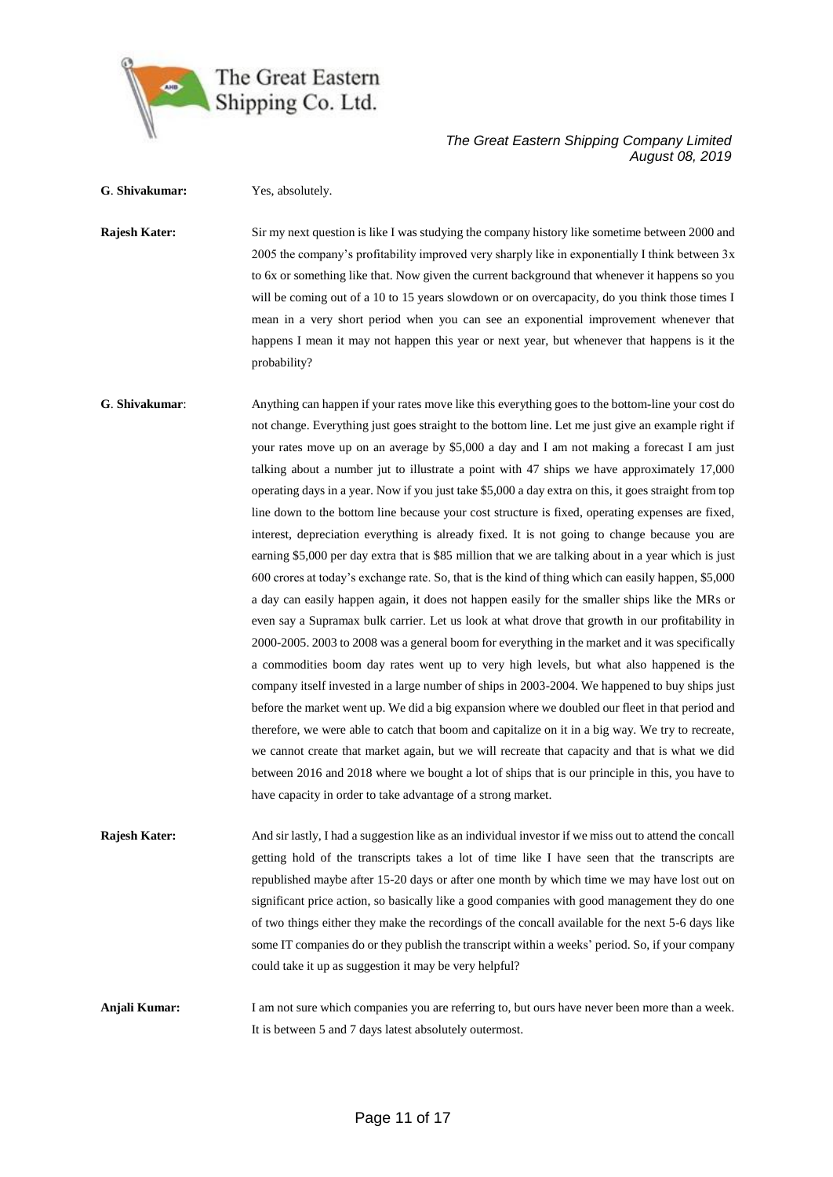**G. Shivakumar:** Yes, absolutely.

**Rajesh Kater:** Sir my next question is like I was studying the company history like sometime between 2000 and 2005 the company's profitability improved very sharply like in exponentially I think between 3x to 6x or something like that. Now given the current background that whenever it happens so you will be coming out of a 10 to 15 years slowdown or on overcapacity, do you think those times I mean in a very short period when you can see an exponential improvement whenever that happens I mean it may not happen this year or next year, but whenever that happens is it the probability?

**G. Shivakumar:** Anything can happen if your rates move like this everything goes to the bottom-line your cost do not change. Everything just goes straight to the bottom line. Let me just give an example right if your rates move up on an average by $5,000 a day and I am not making a forecast I am just talking about a number jut to illustrate a point with 47 ships we have approximately 17,000 operating days in a year. Now if you just take $5,000 a day extra on this, it goes straight from top line down to the bottom line because your cost structure is fixed, operating expenses are fixed, interest, depreciation everything is already fixed. It is not going to change because you are earning $5,000 per day extra that is $85 million that we are talking about in a year which is just 600 crores at today's exchange rate. So, that is the kind of thing which can easily happen, $5,000 a day can easily happen again, it does not happen easily for the smaller ships like the MRs or even say a Supramax bulk carrier. Let us look at what drove that growth in our profitability in 2000-2005. 2003 to 2008 was a general boom for everything in the market and it was specifically a commodities boom day rates went up to very high levels, but what also happened is the company itself invested in a large number of ships in 2003-2004. We happened to buy ships just before the market went up. We did a big expansion where we doubled our fleet in that period and therefore, we were able to catch that boom and capitalize on it in a big way. We try to recreate, we cannot create that market again, but we will recreate that capacity and that is what we did between 2016 and 2018 where we bought a lot of ships that is our principle in this, you have to have capacity in order to take advantage of a strong market.

**Rajesh Kater:** And sir lastly, I had a suggestion like as an individual investor if we miss out to attend the concall getting hold of the transcripts takes a lot of time like I have seen that the transcripts are republished maybe after 15-20 days or after one month by which time we may have lost out on significant price action, so basically like a good companies with good management they do one of two things either they make the recordings of the concall available for the next 5-6 days like some IT companies do or they publish the transcript within a weeks' period. So, if your company could take it up as suggestion it may be very helpful?

**Anjali Kumar:** I am not sure which companies you are referring to, but ours have never been more than a week. It is between 5 and 7 days latest absolutely outermost.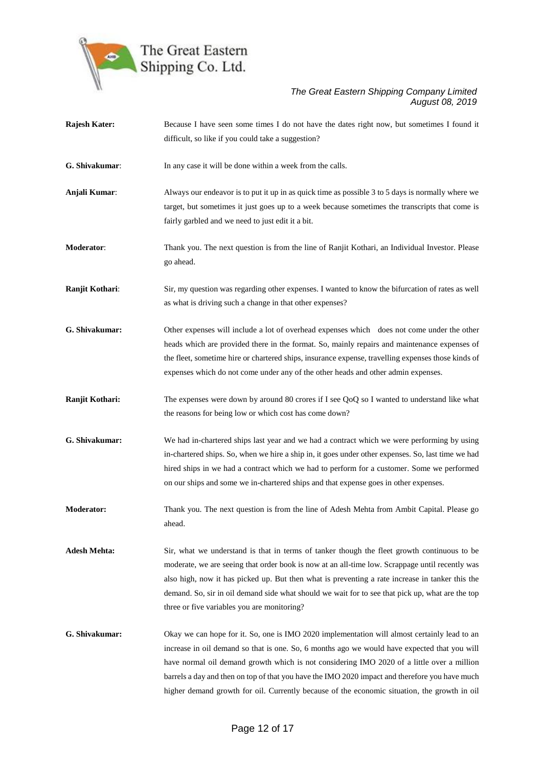**Rajesh Kater:** Because I have seen some times I do not have the dates right now, but sometimes I found it difficult, so like if you could take a suggestion?

**G. Shivakumar**: In any case it will be done within a week from the calls.

**Anjali Kumar**: Always our endeavor is to put it up in as quick time as possible 3 to 5 days is normally where we target, but sometimes it just goes up to a week because sometimes the transcripts that come is fairly garbled and we need to just edit it a bit.

**Moderator**: Thank you. The next question is from the line of Ranjit Kothari, an Individual Investor. Please go ahead.

**Ranjit Kothari**: Sir, my question was regarding other expenses. I wanted to know the bifurcation of rates as well as what is driving such a change in that other expenses?

**G. Shivakumar:** Other expenses will include a lot of overhead expenses which does not come under the other heads which are provided there in the format. So, mainly repairs and maintenance expenses of the fleet, sometime hire or chartered ships, insurance expense, travelling expenses those kinds of expenses which do not come under any of the other heads and other admin expenses.

**Ranjit Kothari:** The expenses were down by around 80 crores if I see QoQ so I wanted to understand like what the reasons for being low or which cost has come down?

**G. Shivakumar:** We had in-chartered ships last year and we had a contract which we were performing by using in-chartered ships. So, when we hire a ship in, it goes under other expenses. So, last time we had hired ships in we had a contract which we had to perform for a customer. Some we performed on our ships and some we in-chartered ships and that expense goes in other expenses.

**Moderator:** Thank you. The next question is from the line of Adesh Mehta from Ambit Capital. Please go ahead.

**Adesh Mehta:** Sir, what we understand is that in terms of tanker though the fleet growth continuous to be moderate, we are seeing that order book is now at an all-time low. Scrappage until recently was also high, now it has picked up. But then what is preventing a rate increase in tanker this the demand. So, sir in oil demand side what should we wait for to see that pick up, what are the top three or five variables you are monitoring?

**G. Shivakumar:** Okay we can hope for it. So, one is IMO 2020 implementation will almost certainly lead to an increase in oil demand so that is one. So, 6 months ago we would have expected that you will have normal oil demand growth which is not considering IMO 2020 of a little over a million barrels a day and then on top of that you have the IMO 2020 impact and therefore you have much higher demand growth for oil. Currently because of the economic situation, the growth in oil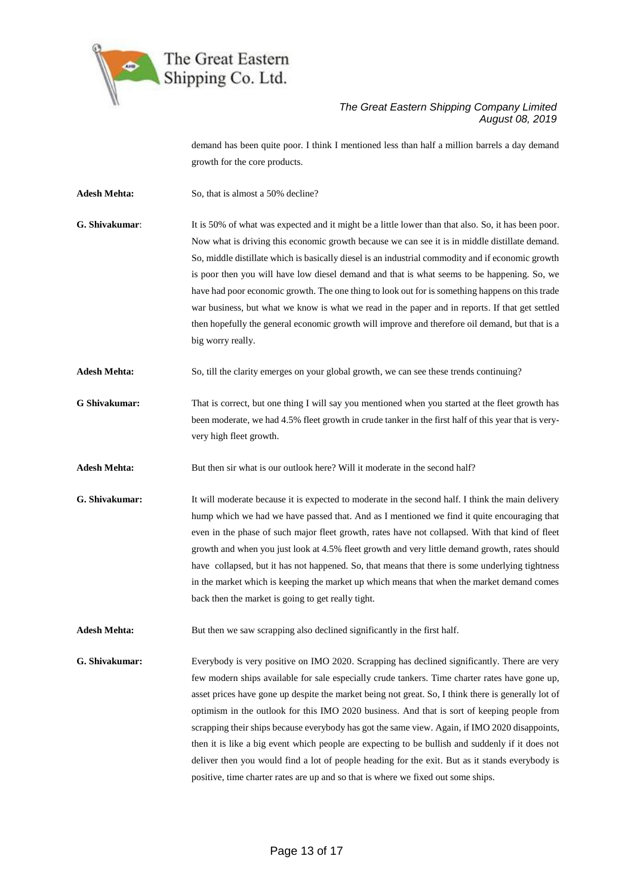demand has been quite poor. I think I mentioned less than half a million barrels a day demand growth for the core products.

**Adesh Mehta:** So, that is almost a 50% decline?

**G. Shivakumar**: It is 50% of what was expected and it might be a little lower than that also. So, it has been poor. Now what is driving this economic growth because we can see it is in middle distillate demand. So, middle distillate which is basically diesel is an industrial commodity and if economic growth is poor then you will have low diesel demand and that is what seems to be happening. So, we have had poor economic growth. The one thing to look out for is something happens on this trade war business, but what we know is what we read in the paper and in reports. If that get settled then hopefully the general economic growth will improve and therefore oil demand, but that is a big worry really.

**Adesh Mehta:** So, till the clarity emerges on your global growth, we can see these trends continuing?

**G Shivakumar:** That is correct, but one thing I will say you mentioned when you started at the fleet growth has been moderate, we had 4.5% fleet growth in crude tanker in the first half of this year that is very-very high fleet growth.

**Adesh Mehta:** But then sir what is our outlook here? Will it moderate in the second half?

**G. Shivakumar:** It will moderate because it is expected to moderate in the second half. I think the main delivery hump which we had we have passed that. And as I mentioned we find it quite encouraging that even in the phase of such major fleet growth, rates have not collapsed. With that kind of fleet growth and when you just look at 4.5% fleet growth and very little demand growth, rates should have collapsed, but it has not happened. So, that means that there is some underlying tightness in the market which is keeping the market up which means that when the market demand comes back then the market is going to get really tight.

**Adesh Mehta:** But then we saw scrapping also declined significantly in the first half.

**G. Shivakumar:** Everybody is very positive on IMO 2020. Scrapping has declined significantly. There are very few modern ships available for sale especially crude tankers. Time charter rates have gone up, asset prices have gone up despite the market being not great. So, I think there is generally lot of optimism in the outlook for this IMO 2020 business. And that is sort of keeping people from scrapping their ships because everybody has got the same view. Again, if IMO 2020 disappoints, then it is like a big event which people are expecting to be bullish and suddenly if it does not deliver then you would find a lot of people heading for the exit. But as it stands everybody is positive, time charter rates are up and so that is where we fixed out some ships.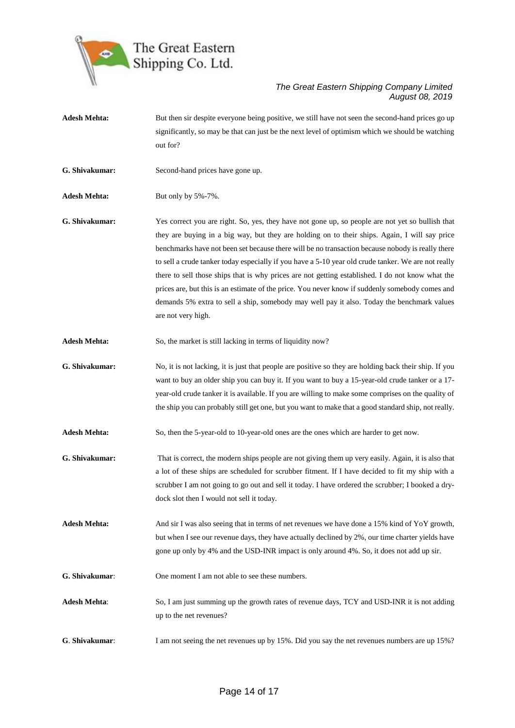**Adesh Mehta:** But then sir despite everyone being positive, we still have not seen the second-hand prices go up significantly, so may be that can just be the next level of optimism which we should be watching out for?

**G. Shivakumar:** Second-hand prices have gone up.

**Adesh Mehta:** But only by 5%-7%.

**G. Shivakumar:** Yes correct you are right. So, yes, they have not gone up, so people are not yet so bullish that they are buying in a big way, but they are holding on to their ships. Again, I will say price benchmarks have not been set because there will be no transaction because nobody is really there to sell a crude tanker today especially if you have a 5-10 year old crude tanker. We are not really there to sell those ships that is why prices are not getting established. I do not know what the prices are, but this is an estimate of the price. You never know if suddenly somebody comes and demands 5% extra to sell a ship, somebody may well pay it also. Today the benchmark values are not very high.

**Adesh Mehta:** So, the market is still lacking in terms of liquidity now?

**G. Shivakumar:** No, it is not lacking, it is just that people are positive so they are holding back their ship. If you want to buy an older ship you can buy it. If you want to buy a 15-year-old crude tanker or a 17-year-old crude tanker it is available. If you are willing to make some comprises on the quality of the ship you can probably still get one, but you want to make that a good standard ship, not really.

**Adesh Mehta:** So, then the 5-year-old to 10-year-old ones are the ones which are harder to get now.

**G. Shivakumar:** That is correct, the modern ships people are not giving them up very easily. Again, it is also that a lot of these ships are scheduled for scrubber fitment. If I have decided to fit my ship with a scrubber I am not going to go out and sell it today. I have ordered the scrubber; I booked a dry-dock slot then I would not sell it today.

**Adesh Mehta:** And sir I was also seeing that in terms of net revenues we have done a 15% kind of YoY growth, but when I see our revenue days, they have actually declined by 2%, our time charter yields have gone up only by 4% and the USD-INR impact is only around 4%. So, it does not add up sir.

**G. Shivakumar**: One moment I am not able to see these numbers.

**Adesh Mehta**: So, I am just summing up the growth rates of revenue days, TCY and USD-INR it is not adding up to the net revenues?

**G**. **Shivakumar**: I am not seeing the net revenues up by 15%. Did you say the net revenues numbers are up 15%?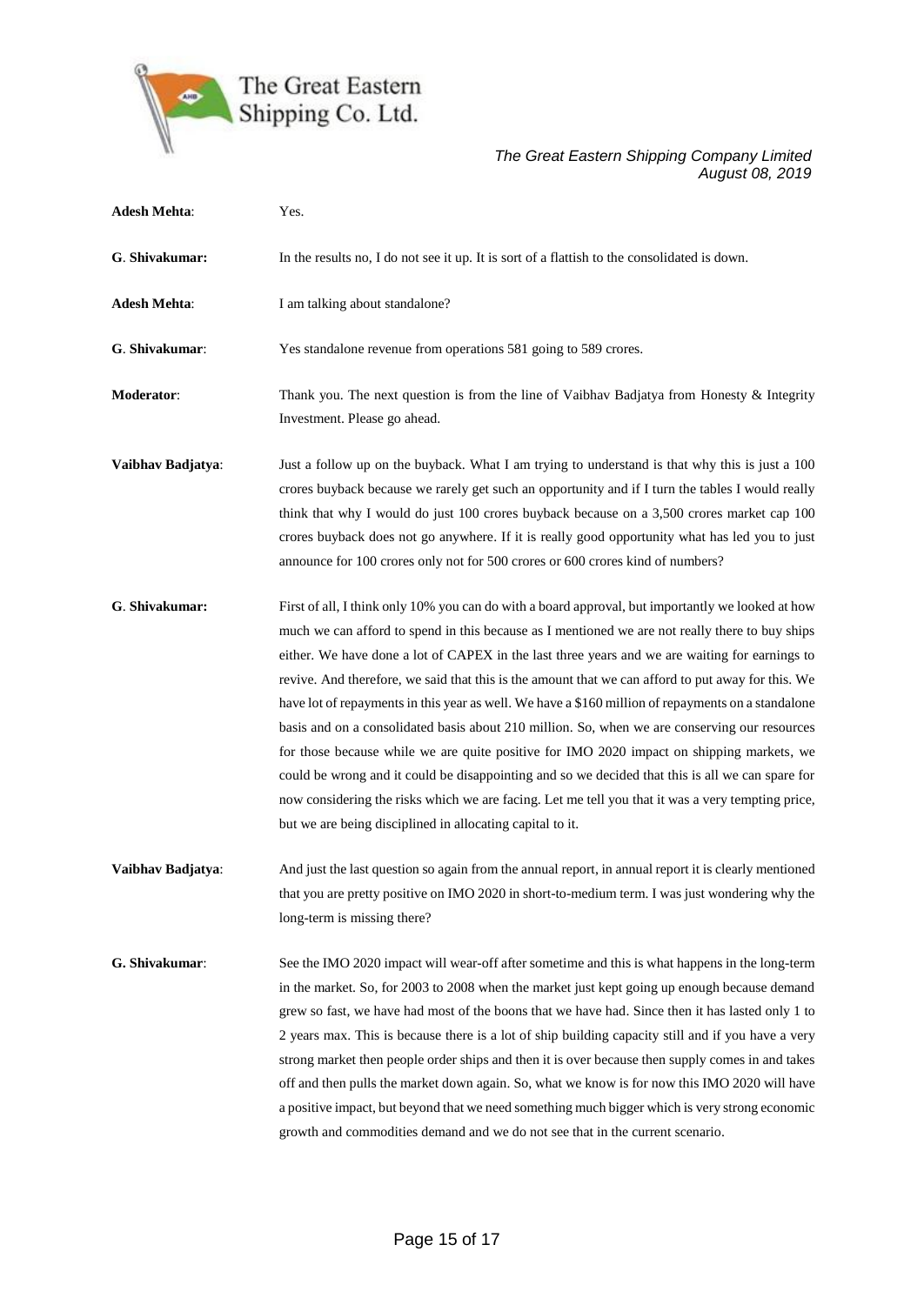**Adesh Mehta**: Yes.

**G. Shivakumar:** In the results no, I do not see it up. It is sort of a flattish to the consolidated is down.

**Adesh Mehta**: I am talking about standalone?

**G. Shivakumar**: Yes standalone revenue from operations 581 going to 589 crores.

**Moderator**: Thank you. The next question is from the line of Vaibhav Badjatya from Honesty & Integrity Investment. Please go ahead.

**Vaibhav Badjatya**: Just a follow up on the buyback. What I am trying to understand is that why this is just a 100 crores buyback because we rarely get such an opportunity and if I turn the tables I would really think that why I would do just 100 crores buyback because on a 3,500 crores market cap 100 crores buyback does not go anywhere. If it is really good opportunity what has led you to just announce for 100 crores only not for 500 crores or 600 crores kind of numbers?

**G. Shivakumar:** First of all, I think only 10% you can do with a board approval, but importantly we looked at how much we can afford to spend in this because as I mentioned we are not really there to buy ships either. We have done a lot of CAPEX in the last three years and we are waiting for earnings to revive. And therefore, we said that this is the amount that we can afford to put away for this. We have lot of repayments in this year as well. We have a $160 million of repayments on a standalone basis and on a consolidated basis about 210 million. So, when we are conserving our resources for those because while we are quite positive for IMO 2020 impact on shipping markets, we could be wrong and it could be disappointing and so we decided that this is all we can spare for now considering the risks which we are facing. Let me tell you that it was a very tempting price, but we are being disciplined in allocating capital to it.

**Vaibhav Badjatya**: And just the last question so again from the annual report, in annual report it is clearly mentioned that you are pretty positive on IMO 2020 in short-to-medium term. I was just wondering why the long-term is missing there?

**G. Shivakumar**: See the IMO 2020 impact will wear-off after sometime and this is what happens in the long-term in the market. So, for 2003 to 2008 when the market just kept going up enough because demand grew so fast, we have had most of the boons that we have had. Since then it has lasted only 1 to 2 years max. This is because there is a lot of ship building capacity still and if you have a very strong market then people order ships and then it is over because then supply comes in and takes off and then pulls the market down again. So, what we know is for now this IMO 2020 will have a positive impact, but beyond that we need something much bigger which is very strong economic growth and commodities demand and we do not see that in the current scenario.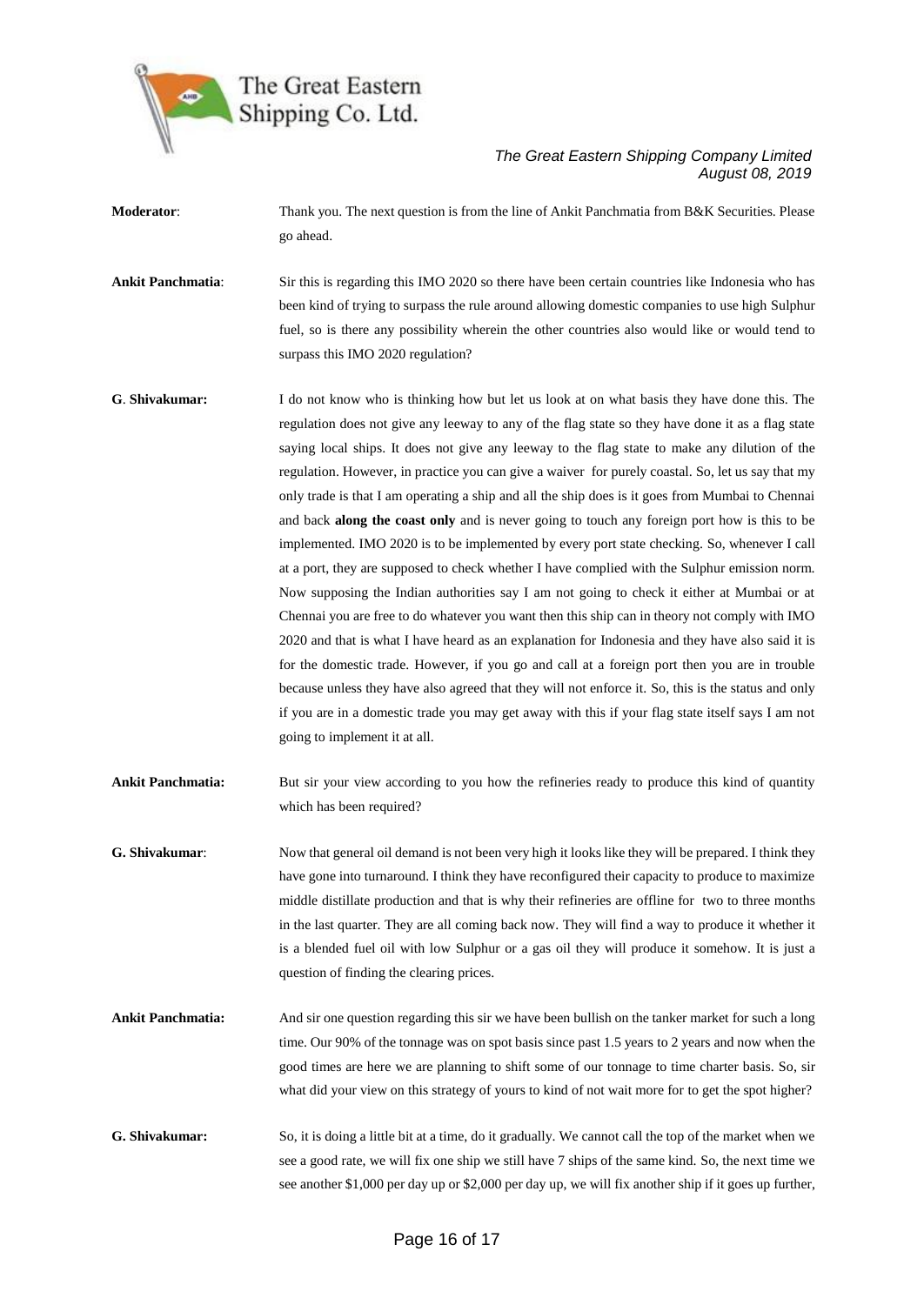**Moderator**: Thank you. The next question is from the line of Ankit Panchmatia from B&K Securities. Please go ahead.

**Ankit Panchmatia**: Sir this is regarding this IMO 2020 so there have been certain countries like Indonesia who has been kind of trying to surpass the rule around allowing domestic companies to use high Sulphur fuel, so is there any possibility wherein the other countries also would like or would tend to surpass this IMO 2020 regulation?

**G. Shivakumar:** I do not know who is thinking how but let us look at on what basis they have done this. The regulation does not give any leeway to any of the flag state so they have done it as a flag state saying local ships. It does not give any leeway to the flag state to make any dilution of the regulation. However, in practice you can give a waiver for purely coastal. So, let us say that my only trade is that I am operating a ship and all the ship does is it goes from Mumbai to Chennai and back **along the coast only** and is never going to touch any foreign port how is this to be implemented. IMO 2020 is to be implemented by every port state checking. So, whenever I call at a port, they are supposed to check whether I have complied with the Sulphur emission norm. Now supposing the Indian authorities say I am not going to check it either at Mumbai or at Chennai you are free to do whatever you want then this ship can in theory not comply with IMO 2020 and that is what I have heard as an explanation for Indonesia and they have also said it is for the domestic trade. However, if you go and call at a foreign port then you are in trouble because unless they have also agreed that they will not enforce it. So, this is the status and only if you are in a domestic trade you may get away with this if your flag state itself says I am not going to implement it at all.

**Ankit Panchmatia:** But sir your view according to you how the refineries ready to produce this kind of quantity which has been required?

**G. Shivakumar**: Now that general oil demand is not been very high it looks like they will be prepared. I think they have gone into turnaround. I think they have reconfigured their capacity to produce to maximize middle distillate production and that is why their refineries are offline for two to three months in the last quarter. They are all coming back now. They will find a way to produce it whether it is a blended fuel oil with low Sulphur or a gas oil they will produce it somehow. It is just a question of finding the clearing prices.

**Ankit Panchmatia:** And sir one question regarding this sir we have been bullish on the tanker market for such a long time. Our 90% of the tonnage was on spot basis since past 1.5 years to 2 years and now when the good times are here we are planning to shift some of our tonnage to time charter basis. So, sir what did your view on this strategy of yours to kind of not wait more for to get the spot higher?

**G. Shivakumar:** So, it is doing a little bit at a time, do it gradually. We cannot call the top of the market when we see a good rate, we will fix one ship we still have 7 ships of the same kind. So, the next time we see another $1,000 per day up or $2,000 per day up, we will fix another ship if it goes up further,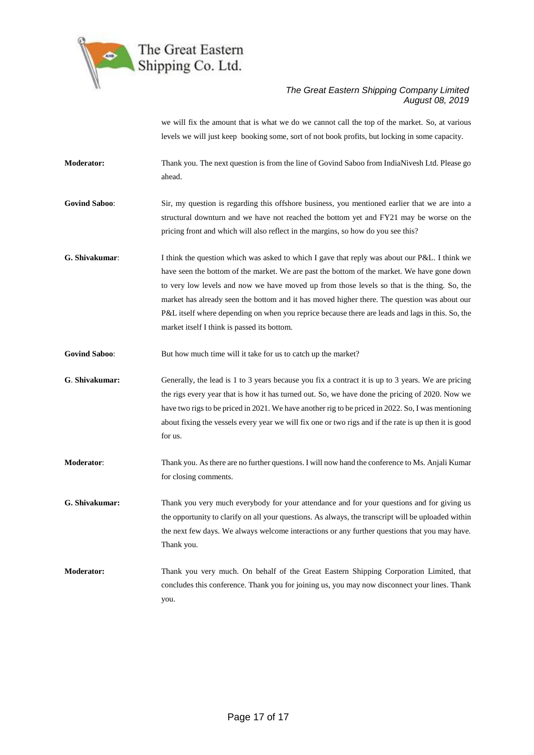we will fix the amount that is what we do we cannot call the top of the market. So, at various levels we will just keep booking some, sort of not book profits, but locking in some capacity.

**Moderator:** Thank you. The next question is from the line of Govind Saboo from IndiaNivesh Ltd. Please go ahead.

**Govind Saboo**: Sir, my question is regarding this offshore business, you mentioned earlier that we are into a structural downturn and we have not reached the bottom yet and FY21 may be worse on the pricing front and which will also reflect in the margins, so how do you see this?

**G. Shivakumar**: I think the question which was asked to which I gave that reply was about our P&L. I think we have seen the bottom of the market. We are past the bottom of the market. We have gone down to very low levels and now we have moved up from those levels so that is the thing. So, the market has already seen the bottom and it has moved higher there. The question was about our P&L itself where depending on when you reprice because there are leads and lags in this. So, the market itself I think is passed its bottom.

**Govind Saboo**: But how much time will it take for us to catch up the market?

**G**. **Shivakumar:** Generally, the lead is 1 to 3 years because you fix a contract it is up to 3 years. We are pricing the rigs every year that is how it has turned out. So, we have done the pricing of 2020. Now we have two rigs to be priced in 2021. We have another rig to be priced in 2022. So, I was mentioning about fixing the vessels every year we will fix one or two rigs and if the rate is up then it is good for us.

**Moderator**: Thank you. As there are no further questions. I will now hand the conference to Ms. Anjali Kumar for closing comments.

**G. Shivakumar:** Thank you very much everybody for your attendance and for your questions and for giving us the opportunity to clarify on all your questions. As always, the transcript will be uploaded within the next few days. We always welcome interactions or any further questions that you may have. Thank you.

**Moderator:** Thank you very much. On behalf of the Great Eastern Shipping Corporation Limited, that concludes this conference. Thank you for joining us, you may now disconnect your lines. Thank you.